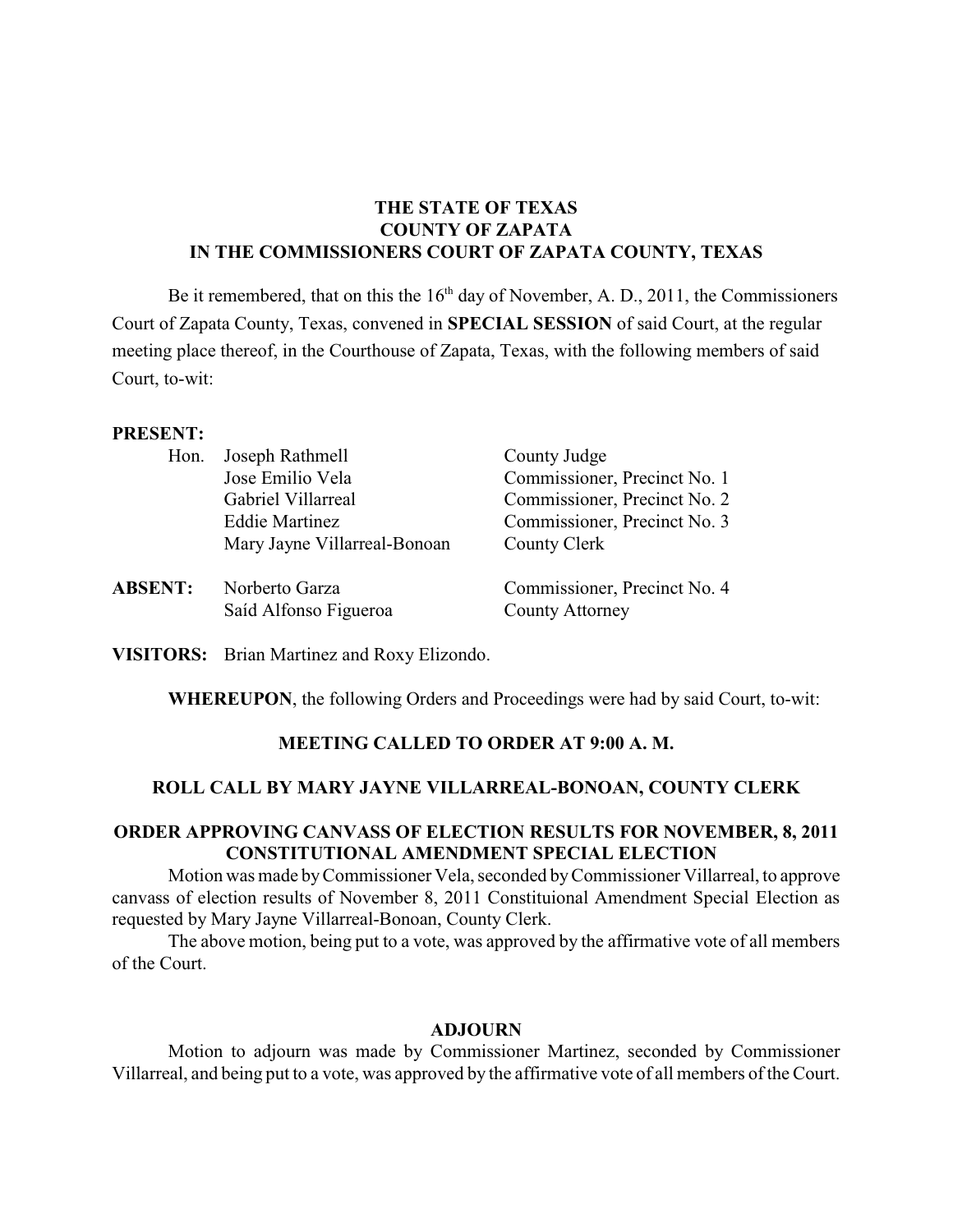**THE STATE OF TEXAS**
**COUNTY OF ZAPATA**
**IN THE COMMISSIONERS COURT OF ZAPATA COUNTY, TEXAS**

Be it remembered, that on this the 16th day of November, A. D., 2011, the Commissioners Court of Zapata County, Texas, convened in **SPECIAL SESSION** of said Court, at the regular meeting place thereof, in the Courthouse of Zapata, Texas, with the following members of said Court, to-wit:

**PRESENT:**

| | | |
|---|---|---|
| Hon. | Joseph Rathmell | County Judge |
| | Jose Emilio Vela | Commissioner, Precinct No. 1 |
| | Gabriel Villarreal | Commissioner, Precinct No. 2 |
| | Eddie Martinez | Commissioner, Precinct No. 3 |
| | Mary Jayne Villarreal-Bonoan | County Clerk |

| | | |
|---|---|---|
| **ABSENT:** | Norberto Garza | Commissioner, Precinct No. 4 |
| | Saíd Alfonso Figueroa | County Attorney |

**VISITORS:** Brian Martinez and Roxy Elizondo.

**WHEREUPON**, the following Orders and Proceedings were had by said Court, to-wit:

**MEETING CALLED TO ORDER AT 9:00 A. M.**

**ROLL CALL BY MARY JAYNE VILLARREAL-BONOAN, COUNTY CLERK**

**ORDER APPROVING CANVASS OF ELECTION RESULTS FOR NOVEMBER, 8, 2011 CONSTITUTIONAL AMENDMENT SPECIAL ELECTION**

Motion was made by Commissioner Vela, seconded by Commissioner Villarreal, to approve canvass of election results of November 8, 2011 Constituional Amendment Special Election as requested by Mary Jayne Villarreal-Bonoan, County Clerk.

The above motion, being put to a vote, was approved by the affirmative vote of all members of the Court.

**ADJOURN**

Motion to adjourn was made by Commissioner Martinez, seconded by Commissioner Villarreal, and being put to a vote, was approved by the affirmative vote of all members of the Court.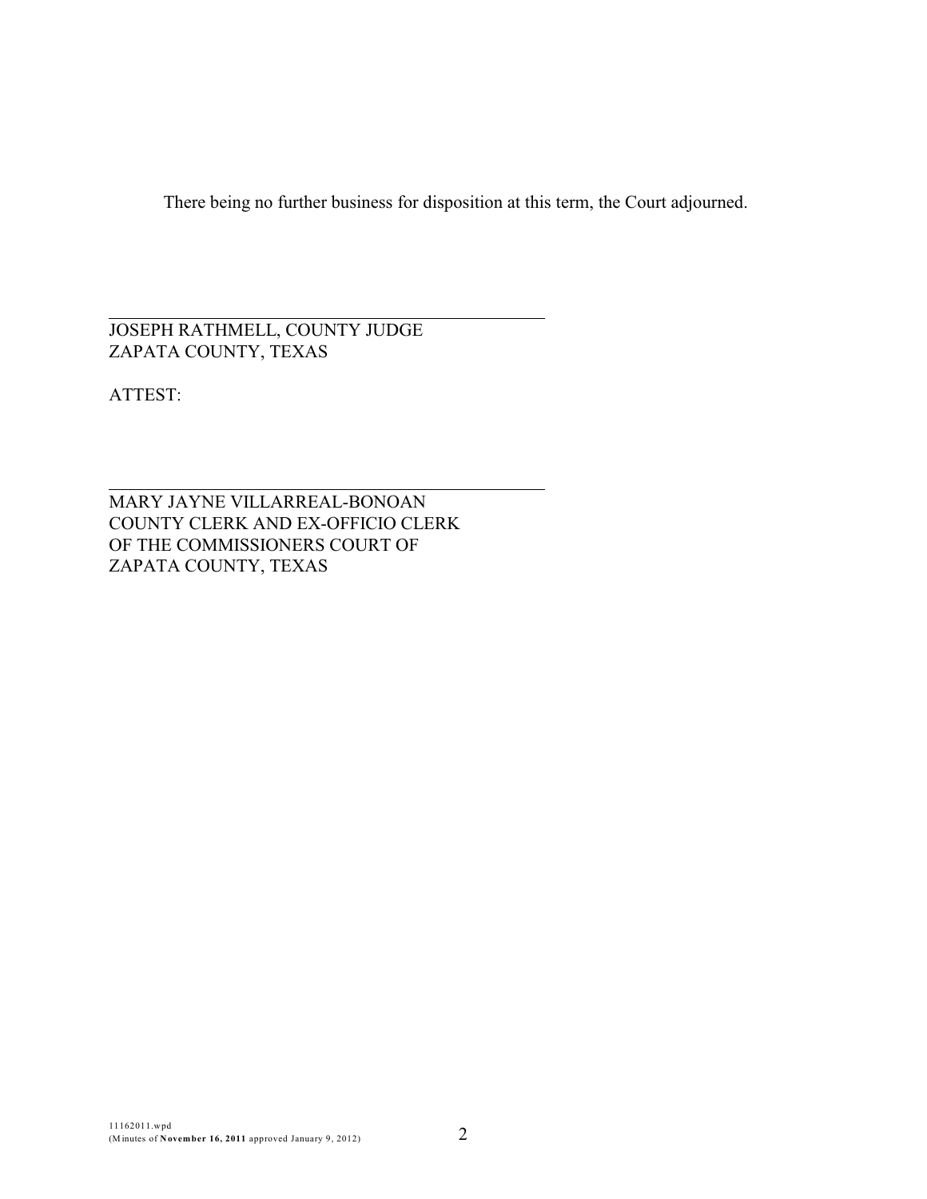There being no further business for disposition at this term, the Court adjourned.

\_\_\_\_\_\_\_\_\_\_\_\_\_\_\_\_\_\_\_\_\_\_\_\_\_\_\_\_\_\_\_\_\_\_\_\_\_\_\_\_\_\_\_\_

JOSEPH RATHMELL, COUNTY JUDGE
ZAPATA COUNTY, TEXAS

ATTEST:

\_\_\_\_\_\_\_\_\_\_\_\_\_\_\_\_\_\_\_\_\_\_\_\_\_\_\_\_\_\_\_\_\_\_\_\_\_\_\_\_\_\_\_\_

MARY JAYNE VILLARREAL-BONOAN
COUNTY CLERK AND EX-OFFICIO CLERK
OF THE COMMISSIONERS COURT OF
ZAPATA COUNTY, TEXAS

11162011.wpd
(Minutes of **November 16, 2011** approved January 9, 2012)